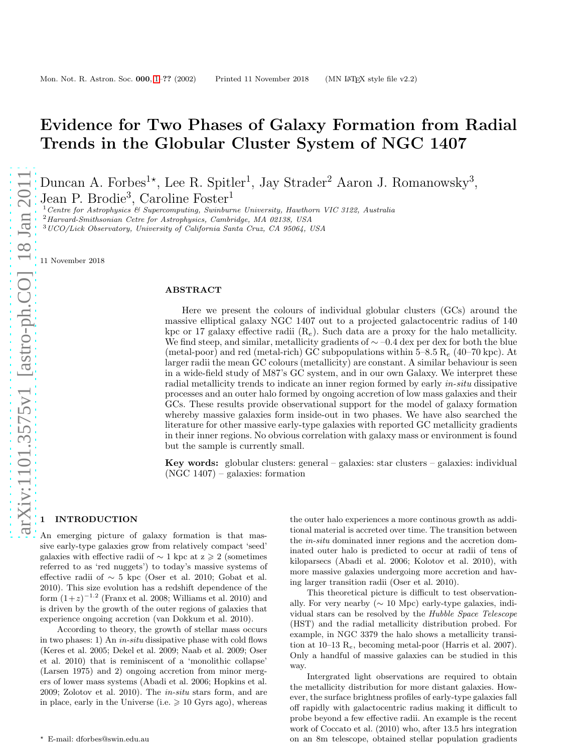# Evidence for Two Phases of Galaxy Formation from Radial Trends in the Globular Cluster System of NGC 1407

Duncan A. Forbes[1⋆], Lee R. Spitler[1], Jay Strader[2] Aaron J. Romanowsky[3], Jean P. Brodie[3], Caroline Foster[1]

[1] *Centre for Astrophysics & Supercomputing, Swinburne University, Hawthorn VIC 3122, Australia*
[2] *Harvard-Smithsonian Centre for Astrophysics, Cambridge, MA 02138, USA*
[3] *UCO/Lick Observatory, University of California Santa Cruz, CA 95064, USA*

11 November 2018

## ABSTRACT

Here we present the colours of individual globular clusters (GCs) around the massive elliptical galaxy NGC 1407 out to a projected galactocentric radius of 140 kpc or 17 galaxy effective radii ($R_e$). Such data are a proxy for the halo metallicity. We find steep, and similar, metallicity gradients of $\sim$ –0.4 dex per dex for both the blue (metal-poor) and red (metal-rich) GC subpopulations within 5–8.5 $R_e$ (40–70 kpc). At larger radii the mean GC colours (metallicity) are constant. A similar behaviour is seen in a wide-field study of M87's GC system, and in our own Galaxy. We interpret these radial metallicity trends to indicate an inner region formed by early *in-situ* dissipative processes and an outer halo formed by ongoing accretion of low mass galaxies and their GCs. These results provide observational support for the model of galaxy formation whereby massive galaxies form inside-out in two phases. We have also searched the literature for other massive early-type galaxies with reported GC metallicity gradients in their inner regions. No obvious correlation with galaxy mass or environment is found but the sample is currently small.

**Key words:** globular clusters: general – galaxies: star clusters – galaxies: individual (NGC 1407) – galaxies: formation

## 1 INTRODUCTION

An emerging picture of galaxy formation is that massive early-type galaxies grow from relatively compact 'seed' galaxies with effective radii of $\sim$ 1 kpc at z $\geqslant$ 2 (sometimes referred to as 'red nuggets') to today's massive systems of effective radii of $\sim$ 5 kpc (Oser et al. 2010; Gobat et al. 2010). This size evolution has a redshift dependence of the form $(1+z)^{-1.2}$ (Franx et al. 2008; Williams et al. 2010) and is driven by the growth of the outer regions of galaxies that experience ongoing accretion (van Dokkum et al. 2010).

According to theory, the growth of stellar mass occurs in two phases: 1) An *in-situ* dissipative phase with cold flows (Keres et al. 2005; Dekel et al. 2009; Naab et al. 2009; Oser et al. 2010) that is reminiscent of a 'monolithic collapse' (Larsen 1975) and 2) ongoing accretion from minor mergers of lower mass systems (Abadi et al. 2006; Hopkins et al. 2009; Zolotov et al. 2010). The *in-situ* stars form, and are in place, early in the Universe (i.e. $\geqslant$ 10 Gyrs ago), whereas the outer halo experiences a more continous growth as additional material is accreted over time. The transition between the *in-situ* dominated inner regions and the accretion dominated outer halo is predicted to occur at radii of tens of kiloparsecs (Abadi et al. 2006; Kolotov et al. 2010), with more massive galaxies undergoing more accretion and having larger transition radii (Oser et al. 2010).

This theoretical picture is difficult to test observationally. For very nearby ($\sim$ 10 Mpc) early-type galaxies, individual stars can be resolved by the *Hubble Space Telescope* (HST) and the radial metallicity distribution probed. For example, in NGC 3379 the halo shows a metallicity transition at 10–13 $R_e$, becoming metal-poor (Harris et al. 2007). Only a handful of massive galaxies can be studied in this way.

Intergrated light observations are required to obtain the metallicity distribution for more distant galaxies. However, the surface brightness profiles of early-type galaxies fall off rapidly with galactocentric radius making it difficult to probe beyond a few effective radii. An example is the recent work of Coccato et al. (2010) who, after 13.5 hrs integration on an 8m telescope, obtained stellar population gradients

⋆ E-mail: dforbes@swin.edu.au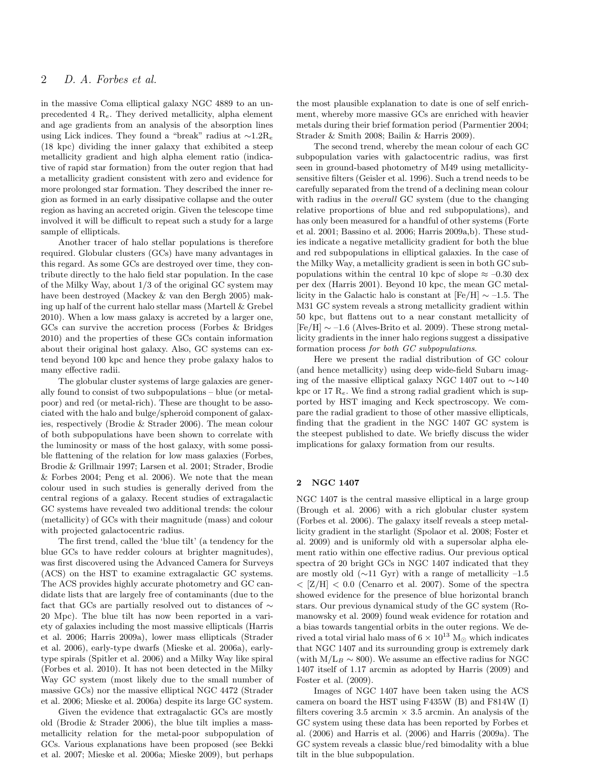in the massive Coma elliptical galaxy NGC 4889 to an unprecedented 4 $R_e$. They derived metallicity, alpha element and age gradients from an analysis of the absorption lines using Lick indices. They found a "break" radius at $\sim$1.2$R_e$ (18 kpc) dividing the inner galaxy that exhibited a steep metallicity gradient and high alpha element ratio (indicative of rapid star formation) from the outer region that had a metallicity gradient consistent with zero and evidence for more prolonged star formation. They described the inner region as formed in an early dissipative collapse and the outer region as having an accreted origin. Given the telescope time involved it will be difficult to repeat such a study for a large sample of ellipticals.

Another tracer of halo stellar populations is therefore required. Globular clusters (GCs) have many advantages in this regard. As some GCs are destroyed over time, they contribute directly to the halo field star population. In the case of the Milky Way, about 1/3 of the original GC system may have been destroyed (Mackey & van den Bergh 2005) making up half of the current halo stellar mass (Martell & Grebel 2010). When a low mass galaxy is accreted by a larger one, GCs can survive the accretion process (Forbes & Bridges 2010) and the properties of these GCs contain information about their original host galaxy. Also, GC systems can extend beyond 100 kpc and hence they probe galaxy halos to many effective radii.

The globular cluster systems of large galaxies are generally found to consist of two subpopulations – blue (or metal-poor) and red (or metal-rich). These are thought to be associated with the halo and bulge/spheroid component of galaxies, respectively (Brodie & Strader 2006). The mean colour of both subpopulations have been shown to correlate with the luminosity or mass of the host galaxy, with some possible flattening of the relation for low mass galaxies (Forbes, Brodie & Grillmair 1997; Larsen et al. 2001; Strader, Brodie & Forbes 2004; Peng et al. 2006). We note that the mean colour used in such studies is generally derived from the central regions of a galaxy. Recent studies of extragalactic GC systems have revealed two additional trends: the colour (metallicity) of GCs with their magnitude (mass) and colour with projected galactocentric radius.

The first trend, called the 'blue tilt' (a tendency for the blue GCs to have redder colours at brighter magnitudes), was first discovered using the Advanced Camera for Surveys (ACS) on the HST to examine extragalactic GC systems. The ACS provides highly accurate photometry and GC candidate lists that are largely free of contaminants (due to the fact that GCs are partially resolved out to distances of $\sim$ 20 Mpc). The blue tilt has now been reported in a variety of galaxies including the most massive ellipticals (Harris et al. 2006; Harris 2009a), lower mass ellipticals (Strader et al. 2006), early-type dwarfs (Mieske et al. 2006a), early-type spirals (Spitler et al. 2006) and a Milky Way like spiral (Forbes et al. 2010). It has not been detected in the Milky Way GC system (most likely due to the small number of massive GCs) nor the massive elliptical NGC 4472 (Strader et al. 2006; Mieske et al. 2006a) despite its large GC system.

Given the evidence that extragalactic GCs are mostly old (Brodie & Strader 2006), the blue tilt implies a mass-metallicity relation for the metal-poor subpopulation of GCs. Various explanations have been proposed (see Bekki et al. 2007; Mieske et al. 2006a; Mieske 2009), but perhaps the most plausible explanation to date is one of self enrichment, whereby more massive GCs are enriched with heavier metals during their brief formation period (Parmentier 2004; Strader & Smith 2008; Bailin & Harris 2009).

The second trend, whereby the mean colour of each GC subpopulation varies with galactocentric radius, was first seen in ground-based photometry of M49 using metallicity-sensitive filters (Geisler et al. 1996). Such a trend needs to be carefully separated from the trend of a declining mean colour with radius in the *overall* GC system (due to the changing relative proportions of blue and red subpopulations), and has only been measured for a handful of other systems (Forte et al. 2001; Bassino et al. 2006; Harris 2009a,b). These studies indicate a negative metallicity gradient for both the blue and red subpopulations in elliptical galaxies. In the case of the Milky Way, a metallicity gradient is seen in both GC subpopulations within the central 10 kpc of slope $\approx$ –0.30 dex per dex (Harris 2001). Beyond 10 kpc, the mean GC metallicity in the Galactic halo is constant at [Fe/H] $\sim$ –1.5. The M31 GC system reveals a strong metallicity gradient within 50 kpc, but flattens out to a near constant metallicity of [Z/H] $\sim$ –1.6 (Alves-Brito et al. 2009). These strong metallicity gradients in the inner halo regions suggest a dissipative formation process *for both GC subpopulations*.

Here we present the radial distribution of GC colour (and hence metallicity) using deep wide-field Subaru imaging of the massive elliptical galaxy NGC 1407 out to $\sim$140 kpc or 17 $R_e$. We find a strong radial gradient which is supported by HST imaging and Keck spectroscopy. We compare the radial gradient to those of other massive ellipticals, finding that the gradient in the NGC 1407 GC system is the steepest published to date. We briefly discuss the wider implications for galaxy formation from our results.

## 2 NGC 1407

NGC 1407 is the central massive elliptical in a large group (Brough et al. 2006) with a rich globular cluster system (Forbes et al. 2006). The galaxy itself reveals a steep metallicity gradient in the starlight (Spolaor et al. 2008; Foster et al. 2009) and is uniformly old with a supersolar alpha element ratio within one effective radius. Our previous optical spectra of 20 bright GCs in NGC 1407 indicated that they are mostly old ($\sim$11 Gyr) with a range of metallicity –1.5 < [Z/H] < 0.0 (Cenarro et al. 2007). Some of the spectra showed evidence for the presence of blue horizontal branch stars. Our previous dynamical study of the GC system (Romanowsky et al. 2009) found weak evidence for rotation and a bias towards tangential orbits in the outer regions. We derived a total virial halo mass of $6 \times 10^{13}$ $M_{\odot}$ which indicates that NGC 1407 and its surrounding group is extremely dark (with $M/L_B \sim 800$). We assume an effective radius for NGC 1407 itself of 1.17 arcmin as adopted by Harris (2009) and Foster et al. (2009).

Images of NGC 1407 have been taken using the ACS camera on board the HST using F435W (B) and F814W (I) filters covering 3.5 arcmin $\times$ 3.5 arcmin. An analysis of the GC system using these data has been reported by Forbes et al. (2006) and Harris et al. (2006) and Harris (2009a). The GC system reveals a classic blue/red bimodality with a blue tilt in the blue subpopulation.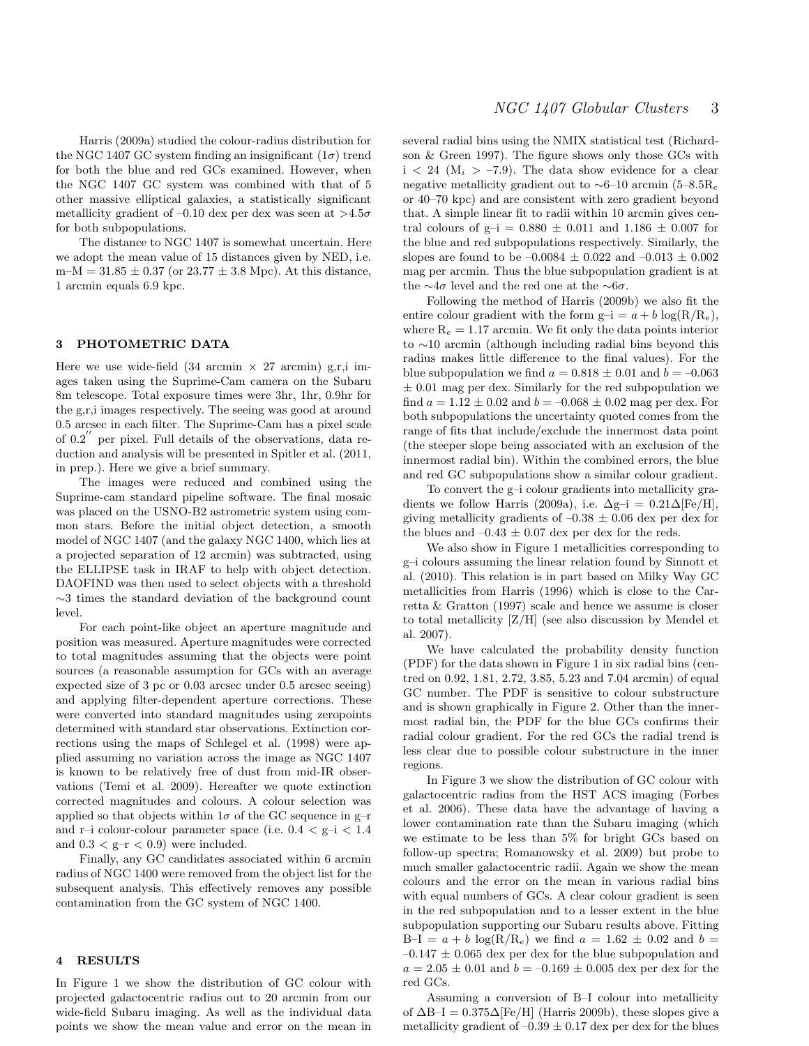Harris (2009a) studied the colour-radius distribution for the NGC 1407 GC system finding an insignificant ($1\sigma$) trend for both the blue and red GCs examined. However, when the NGC 1407 GC system was combined with that of 5 other massive elliptical galaxies, a statistically significant metallicity gradient of –0.10 dex per dex was seen at $>4.5\sigma$ for both subpopulations.

The distance to NGC 1407 is somewhat uncertain. Here we adopt the mean value of 15 distances given by NED, i.e. m–M = 31.85 ± 0.37 (or 23.77 ± 3.8 Mpc). At this distance, 1 arcmin equals 6.9 kpc.

## 3 PHOTOMETRIC DATA

Here we use wide-field (34 arcmin × 27 arcmin) g,r,i images taken using the Suprime-Cam camera on the Subaru 8m telescope. Total exposure times were 3hr, 1hr, 0.9hr for the g,r,i images respectively. The seeing was good at around 0.5 arcsec in each filter. The Suprime-Cam has a pixel scale of $0.2''$ per pixel. Full details of the observations, data reduction and analysis will be presented in Spitler et al. (2011, in prep.). Here we give a brief summary.

The images were reduced and combined using the Suprime-cam standard pipeline software. The final mosaic was placed on the USNO-B2 astrometric system using common stars. Before the initial object detection, a smooth model of NGC 1407 (and the galaxy NGC 1400, which lies at a projected separation of 12 arcmin) was subtracted, using the ELLIPSE task in IRAF to help with object detection. DAOFIND was then used to select objects with a threshold ∼3 times the standard deviation of the background count level.

For each point-like object an aperture magnitude and position was measured. Aperture magnitudes were corrected to total magnitudes assuming that the objects were point sources (a reasonable assumption for GCs with an average expected size of 3 pc or 0.03 arcsec under 0.5 arcsec seeing) and applying filter-dependent aperture corrections. These were converted into standard magnitudes using zeropoints determined with standard star observations. Extinction corrections using the maps of Schlegel et al. (1998) were applied assuming no variation across the image as NGC 1407 is known to be relatively free of dust from mid-IR observations (Temi et al. 2009). Hereafter we quote extinction corrected magnitudes and colours. A colour selection was applied so that objects within $1\sigma$ of the GC sequence in g–r and r–i colour-colour parameter space (i.e. 0.4 < g–i < 1.4 and 0.3 < g–r < 0.9) were included.

Finally, any GC candidates associated within 6 arcmin radius of NGC 1400 were removed from the object list for the subsequent analysis. This effectively removes any possible contamination from the GC system of NGC 1400.

## 4 RESULTS

In Figure 1 we show the distribution of GC colour with projected galactocentric radius out to 20 arcmin from our wide-field Subaru imaging. As well as the individual data points we show the mean value and error on the mean in several radial bins using the NMIX statistical test (Richardson & Green 1997). The figure shows only those GCs with i < 24 ($M_i$ > –7.9). The data show evidence for a clear negative metallicity gradient out to ∼6–10 arcmin (5–8.5$R_e$ or 40–70 kpc) and are consistent with zero gradient beyond that. A simple linear fit to radii within 10 arcmin gives central colours of g–i = 0.880 ± 0.011 and 1.186 ± 0.007 for the blue and red subpopulations respectively. Similarly, the slopes are found to be –0.0084 ± 0.022 and –0.013 ± 0.002 mag per arcmin. Thus the blue subpopulation gradient is at the $\sim4\sigma$ level and the red one at the $\sim6\sigma$.

Following the method of Harris (2009b) we also fit the entire colour gradient with the form g–i = $a$ + $b$ log(R/$R_e$), where $R_e$ = 1.17 arcmin. We fit only the data points interior to ∼10 arcmin (although including radial bins beyond this radius makes little difference to the final values). For the blue subpopulation we find $a$ = 0.818 ± 0.01 and $b$ = –0.063 ± 0.01 mag per dex. Similarly for the red subpopulation we find $a$ = 1.12 ± 0.02 and $b$ = –0.068 ± 0.02 mag per dex. For both subpopulations the uncertainty quoted comes from the range of fits that include/exclude the innermost data point (the steeper slope being associated with an exclusion of the innermost radial bin). Within the combined errors, the blue and red GC subpopulations show a similar colour gradient.

To convert the g–i colour gradients into metallicity gradients we follow Harris (2009a), i.e. Δg–i = 0.21Δ[Fe/H], giving metallicity gradients of –0.38 ± 0.06 dex per dex for the blues and –0.43 ± 0.07 dex per dex for the reds.

We also show in Figure 1 metallicities corresponding to g–i colours assuming the linear relation found by Sinnott et al. (2010). This relation is in part based on Milky Way GC metallicities from Harris (1996) which is close to the Carretta & Gratton (1997) scale and hence we assume is closer to total metallicity [Z/H] (see also discussion by Mendel et al. 2007).

We have calculated the probability density function (PDF) for the data shown in Figure 1 in six radial bins (centred on 0.92, 1.81, 2.72, 3.85, 5.23 and 7.04 arcmin) of equal GC number. The PDF is sensitive to colour substructure and is shown graphically in Figure 2. Other than the innermost radial bin, the PDF for the blue GCs confirms their radial colour gradient. For the red GCs the radial trend is less clear due to possible colour substructure in the inner regions.

In Figure 3 we show the distribution of GC colour with galactocentric radius from the HST ACS imaging (Forbes et al. 2006). These data have the advantage of having a lower contamination rate than the Subaru imaging (which we estimate to be less than 5% for bright GCs based on follow-up spectra; Romanowsky et al. 2009) but probe to much smaller galactocentric radii. Again we show the mean colours and the error on the mean in various radial bins with equal numbers of GCs. A clear colour gradient is seen in the red subpopulation and to a lesser extent in the blue subpopulation supporting our Subaru results above. Fitting B–I = $a$ + $b$ log(R/$R_e$) we find $a$ = 1.62 ± 0.02 and $b$ = –0.147 ± 0.065 dex per dex for the blue subpopulation and $a$ = 2.05 ± 0.01 and $b$ = –0.169 ± 0.005 dex per dex for the red GCs.

Assuming a conversion of B–I colour into metallicity of ΔB–I = 0.375Δ[Fe/H] (Harris 2009b), these slopes give a metallicity gradient of –0.39 ± 0.17 dex per dex for the blues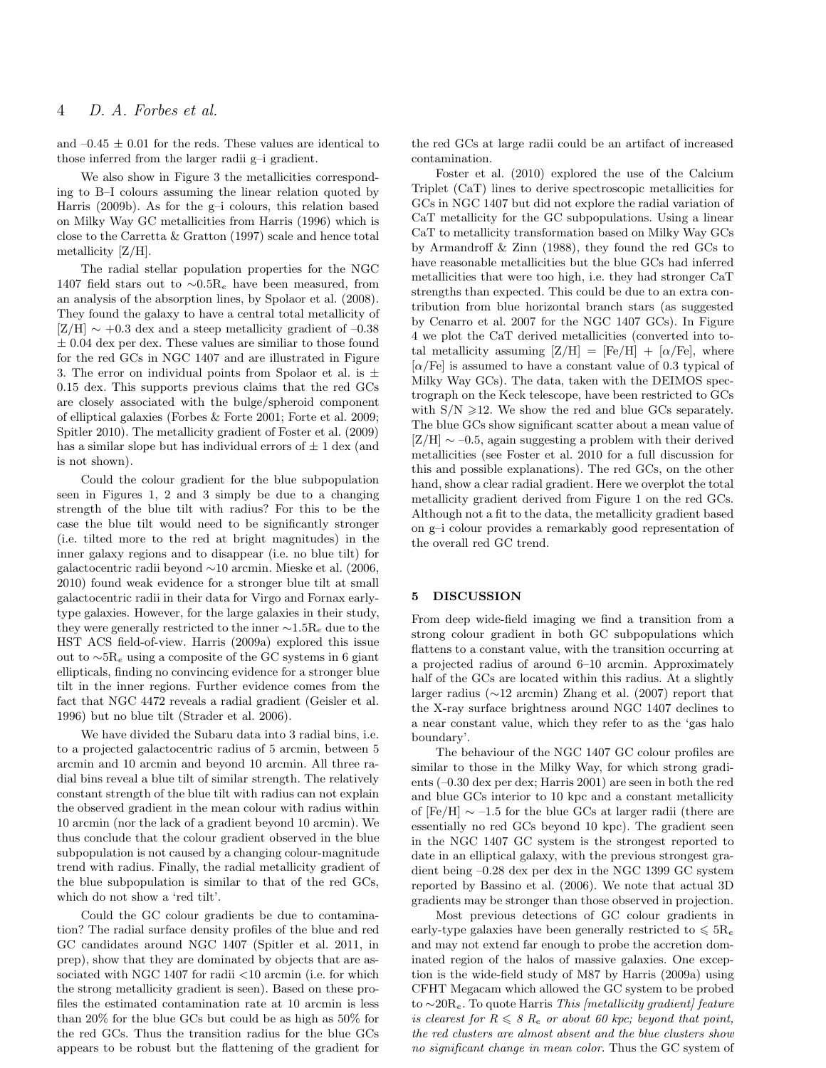and –0.45 ± 0.01 for the reds. These values are identical to those inferred from the larger radii g–i gradient.

We also show in Figure 3 the metallicities corresponding to B–I colours assuming the linear relation quoted by Harris (2009b). As for the g–i colours, this relation based on Milky Way GC metallicities from Harris (1996) which is close to the Carretta & Gratton (1997) scale and hence total metallicity [Z/H].

The radial stellar population properties for the NGC 1407 field stars out to $\sim$0.5R$_e$ have been measured, from an analysis of the absorption lines, by Spolaor et al. (2008). They found the galaxy to have a central total metallicity of [Z/H] $\sim$ +0.3 dex and a steep metallicity gradient of –0.38 ± 0.04 dex per dex. These values are similiar to those found for the red GCs in NGC 1407 and are illustrated in Figure 3. The error on individual points from Spolaor et al. is ± 0.15 dex. This supports previous claims that the red GCs are closely associated with the bulge/spheroid component of elliptical galaxies (Forbes & Forte 2001; Forte et al. 2009; Spitler 2010). The metallicity gradient of Foster et al. (2009) has a similar slope but has individual errors of ± 1 dex (and is not shown).

Could the colour gradient for the blue subpopulation seen in Figures 1, 2 and 3 simply be due to a changing strength of the blue tilt with radius? For this to be the case the blue tilt would need to be significantly stronger (i.e. tilted more to the red at bright magnitudes) in the inner galaxy regions and to disappear (i.e. no blue tilt) for galactocentric radii beyond $\sim$10 arcmin. Mieske et al. (2006, 2010) found weak evidence for a stronger blue tilt at small galactocentric radii in their data for Virgo and Fornax early-type galaxies. However, for the large galaxies in their study, they were generally restricted to the inner $\sim$1.5R$_e$ due to the HST ACS field-of-view. Harris (2009a) explored this issue out to $\sim$5R$_e$ using a composite of the GC systems in 6 giant ellipticals, finding no convincing evidence for a stronger blue tilt in the inner regions. Further evidence comes from the fact that NGC 4472 reveals a radial gradient (Geisler et al. 1996) but no blue tilt (Strader et al. 2006).

We have divided the Subaru data into 3 radial bins, i.e. to a projected galactocentric radius of 5 arcmin, between 5 arcmin and 10 arcmin and beyond 10 arcmin. All three radial bins reveal a blue tilt of similar strength. The relatively constant strength of the blue tilt with radius can not explain the observed gradient in the mean colour with radius within 10 arcmin (nor the lack of a gradient beyond 10 arcmin). We thus conclude that the colour gradient observed in the blue subpopulation is not caused by a changing colour-magnitude trend with radius. Finally, the radial metallicity gradient of the blue subpopulation is similar to that of the red GCs, which do not show a 'red tilt'.

Could the GC colour gradients be due to contamination? The radial surface density profiles of the blue and red GC candidates around NGC 1407 (Spitler et al. 2011, in prep), show that they are dominated by objects that are associated with NGC 1407 for radii <10 arcmin (i.e. for which the strong metallicity gradient is seen). Based on these profiles the estimated contamination rate at 10 arcmin is less than 20% for the blue GCs but could be as high as 50% for the red GCs. Thus the transition radius for the blue GCs appears to be robust but the flattening of the gradient for the red GCs at large radii could be an artifact of increased contamination.

Foster et al. (2010) explored the use of the Calcium Triplet (CaT) lines to derive spectroscopic metallicities for GCs in NGC 1407 but did not explore the radial variation of CaT metallicity for the GC subpopulations. Using a linear CaT to metallicity transformation based on Milky Way GCs by Armandroff & Zinn (1988), they found the red GCs to have reasonable metallicities but the blue GCs had inferred metallicities that were too high, i.e. they had stronger CaT strengths than expected. This could be due to an extra contribution from blue horizontal branch stars (as suggested by Cenarro et al. 2007 for the NGC 1407 GCs). In Figure 4 we plot the CaT derived metallicities (converted into total metallicity assuming [Z/H] = [Fe/H] + [$\alpha$/Fe], where [$\alpha$/Fe] is assumed to have a constant value of 0.3 typical of Milky Way GCs). The data, taken with the DEIMOS spectrograph on the Keck telescope, have been restricted to GCs with S/N $\geqslant$12. We show the red and blue GCs separately. The blue GCs show significant scatter about a mean value of [Z/H] $\sim$ –0.5, again suggesting a problem with their derived metallicities (see Foster et al. 2010 for a full discussion for this and possible explanations). The red GCs, on the other hand, show a clear radial gradient. Here we overplot the total metallicity gradient derived from Figure 1 on the red GCs. Although not a fit to the data, the metallicity gradient based on g–i colour provides a remarkably good representation of the overall red GC trend.

## 5 DISCUSSION

From deep wide-field imaging we find a transition from a strong colour gradient in both GC subpopulations which flattens to a constant value, with the transition occurring at a projected radius of around 6–10 arcmin. Approximately half of the GCs are located within this radius. At a slightly larger radius ($\sim$12 arcmin) Zhang et al. (2007) report that the X-ray surface brightness around NGC 1407 declines to a near constant value, which they refer to as the 'gas halo boundary'.

The behaviour of the NGC 1407 GC colour profiles are similar to those in the Milky Way, for which strong gradients (–0.30 dex per dex; Harris 2001) are seen in both the red and blue GCs interior to 10 kpc and a constant metallicity of [Fe/H] $\sim$ –1.5 for the blue GCs at larger radii (there are essentially no red GCs beyond 10 kpc). The gradient seen in the NGC 1407 GC system is the strongest reported to date in an elliptical galaxy, with the previous strongest gradient being –0.28 dex per dex in the NGC 1399 GC system reported by Bassino et al. (2006). We note that actual 3D gradients may be stronger than those observed in projection.

Most previous detections of GC colour gradients in early-type galaxies have been generally restricted to $\leqslant$ 5R$_e$ and may not extend far enough to probe the accretion dominated region of the halos of massive galaxies. One exception is the wide-field study of M87 by Harris (2009a) using CFHT Megacam which allowed the GC system to be probed to $\sim$20R$_e$. To quote Harris *This [metallicity gradient] feature is clearest for $R \leqslant 8\ R_e$ or about 60 kpc; beyond that point, the red clusters are almost absent and the blue clusters show no significant change in mean color.* Thus the GC system of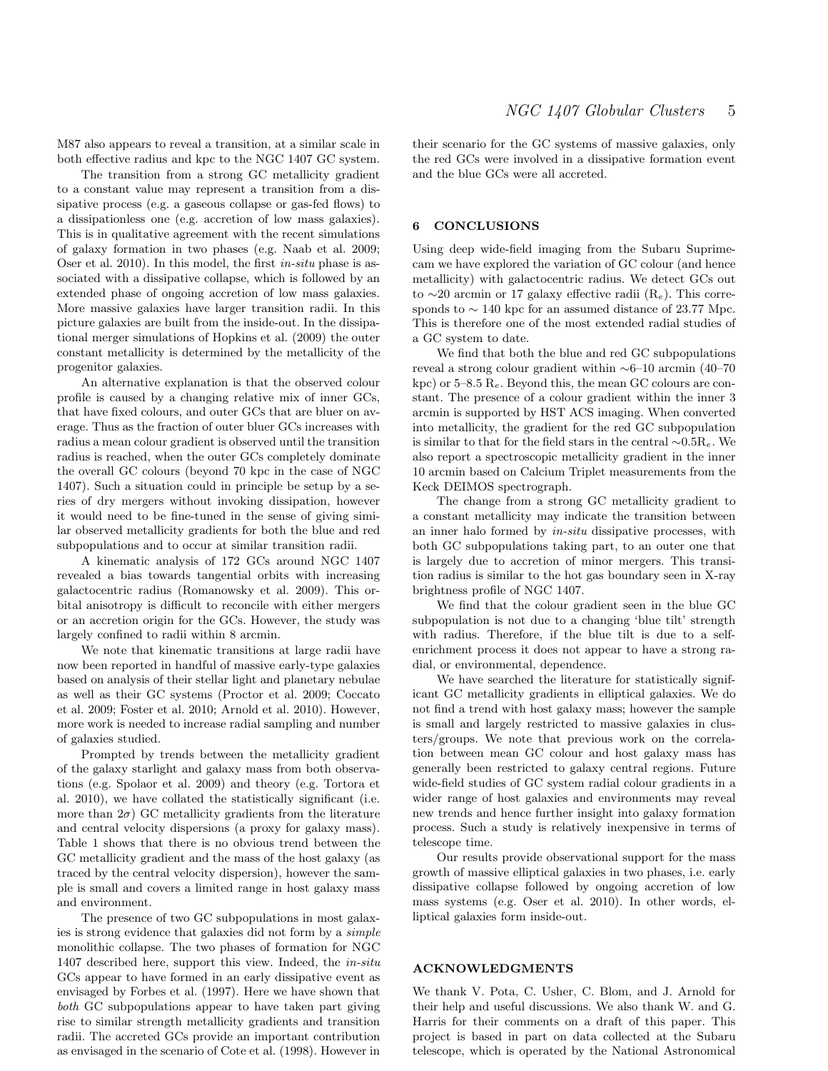M87 also appears to reveal a transition, at a similar scale in both effective radius and kpc to the NGC 1407 GC system.

The transition from a strong GC metallicity gradient to a constant value may represent a transition from a dissipative process (e.g. a gaseous collapse or gas-fed flows) to a dissipationless one (e.g. accretion of low mass galaxies). This is in qualitative agreement with the recent simulations of galaxy formation in two phases (e.g. Naab et al. 2009; Oser et al. 2010). In this model, the first *in-situ* phase is associated with a dissipative collapse, which is followed by an extended phase of ongoing accretion of low mass galaxies. More massive galaxies have larger transition radii. In this picture galaxies are built from the inside-out. In the dissipational merger simulations of Hopkins et al. (2009) the outer constant metallicity is determined by the metallicity of the progenitor galaxies.

An alternative explanation is that the observed colour profile is caused by a changing relative mix of inner GCs, that have fixed colours, and outer GCs that are bluer on average. Thus as the fraction of outer bluer GCs increases with radius a mean colour gradient is observed until the transition radius is reached, when the outer GCs completely dominate the overall GC colours (beyond 70 kpc in the case of NGC 1407). Such a situation could in principle be setup by a series of dry mergers without invoking dissipation, however it would need to be fine-tuned in the sense of giving similar observed metallicity gradients for both the blue and red subpopulations and to occur at similar transition radii.

A kinematic analysis of 172 GCs around NGC 1407 revealed a bias towards tangential orbits with increasing galactocentric radius (Romanowsky et al. 2009). This orbital anisotropy is difficult to reconcile with either mergers or an accretion origin for the GCs. However, the study was largely confined to radii within 8 arcmin.

We note that kinematic transitions at large radii have now been reported in handful of massive early-type galaxies based on analysis of their stellar light and planetary nebulae as well as their GC systems (Proctor et al. 2009; Coccato et al. 2009; Foster et al. 2010; Arnold et al. 2010). However, more work is needed to increase radial sampling and number of galaxies studied.

Prompted by trends between the metallicity gradient of the galaxy starlight and galaxy mass from both observations (e.g. Spolaor et al. 2009) and theory (e.g. Tortora et al. 2010), we have collated the statistically significant (i.e. more than $2\sigma$) GC metallicity gradients from the literature and central velocity dispersions (a proxy for galaxy mass). Table 1 shows that there is no obvious trend between the GC metallicity gradient and the mass of the host galaxy (as traced by the central velocity dispersion), however the sample is small and covers a limited range in host galaxy mass and environment.

The presence of two GC subpopulations in most galaxies is strong evidence that galaxies did not form by a *simple* monolithic collapse. The two phases of formation for NGC 1407 described here, support this view. Indeed, the *in-situ* GCs appear to have formed in an early dissipative event as envisaged by Forbes et al. (1997). Here we have shown that *both* GC subpopulations appear to have taken part giving rise to similar strength metallicity gradients and transition radii. The accreted GCs provide an important contribution as envisaged in the scenario of Cote et al. (1998). However in their scenario for the GC systems of massive galaxies, only the red GCs were involved in a dissipative formation event and the blue GCs were all accreted.

## 6 CONCLUSIONS

Using deep wide-field imaging from the Subaru Suprimecam we have explored the variation of GC colour (and hence metallicity) with galactocentric radius. We detect GCs out to ∼20 arcmin or 17 galaxy effective radii ($R_e$). This corresponds to ∼ 140 kpc for an assumed distance of 23.77 Mpc. This is therefore one of the most extended radial studies of a GC system to date.

We find that both the blue and red GC subpopulations reveal a strong colour gradient within ∼6–10 arcmin (40–70 kpc) or 5–8.5 $R_e$. Beyond this, the mean GC colours are constant. The presence of a colour gradient within the inner 3 arcmin is supported by HST ACS imaging. When converted into metallicity, the gradient for the red GC subpopulation is similar to that for the field stars in the central ∼0.5$R_e$. We also report a spectroscopic metallicity gradient in the inner 10 arcmin based on Calcium Triplet measurements from the Keck DEIMOS spectrograph.

The change from a strong GC metallicity gradient to a constant metallicity may indicate the transition between an inner halo formed by *in-situ* dissipative processes, with both GC subpopulations taking part, to an outer one that is largely due to accretion of minor mergers. This transition radius is similar to the hot gas boundary seen in X-ray brightness profile of NGC 1407.

We find that the colour gradient seen in the blue GC subpopulation is not due to a changing 'blue tilt' strength with radius. Therefore, if the blue tilt is due to a self-enrichment process it does not appear to have a strong radial, or environmental, dependence.

We have searched the literature for statistically significant GC metallicity gradients in elliptical galaxies. We do not find a trend with host galaxy mass; however the sample is small and largely restricted to massive galaxies in clusters/groups. We note that previous work on the correlation between mean GC colour and host galaxy mass has generally been restricted to galaxy central regions. Future wide-field studies of GC system radial colour gradients in a wider range of host galaxies and environments may reveal new trends and hence further insight into galaxy formation process. Such a study is relatively inexpensive in terms of telescope time.

Our results provide observational support for the mass growth of massive elliptical galaxies in two phases, i.e. early dissipative collapse followed by ongoing accretion of low mass systems (e.g. Oser et al. 2010). In other words, elliptical galaxies form inside-out.

## ACKNOWLEDGMENTS

We thank V. Pota, C. Usher, C. Blom, and J. Arnold for their help and useful discussions. We also thank W. and G. Harris for their comments on a draft of this paper. This project is based in part on data collected at the Subaru telescope, which is operated by the National Astronomical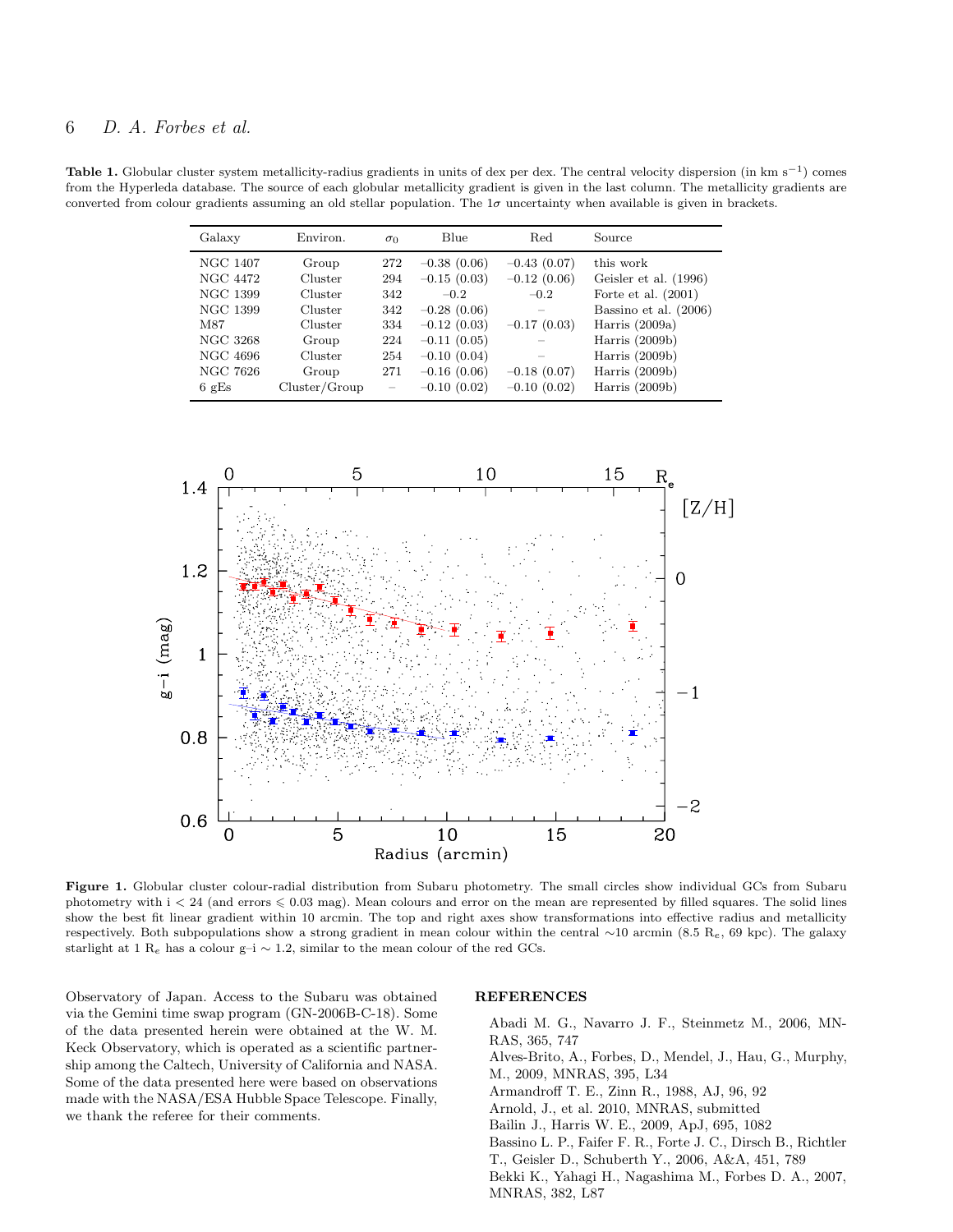**Table 1.** Globular cluster system metallicity-radius gradients in units of dex per dex. The central velocity dispersion (in km s$^{-1}$) comes from the Hyperleda database. The source of each globular metallicity gradient is given in the last column. The metallicity gradients are converted from colour gradients assuming an old stellar population. The 1$\sigma$ uncertainty when available is given in brackets.

| Galaxy | Environ. | $\sigma_0$ | Blue | Red | Source |
|---|---|---|---|---|---|
| NGC 1407 | Group | 272 | −0.38 (0.06) | −0.43 (0.07) | this work |
| NGC 4472 | Cluster | 294 | −0.15 (0.03) | −0.12 (0.06) | Geisler et al. (1996) |
| NGC 1399 | Cluster | 342 | −0.2 | −0.2 | Forte et al. (2001) |
| NGC 1399 | Cluster | 342 | −0.28 (0.06) | – | Bassino et al. (2006) |
| M87 | Cluster | 334 | −0.12 (0.03) | −0.17 (0.03) | Harris (2009a) |
| NGC 3268 | Group | 224 | −0.11 (0.05) | – | Harris (2009b) |
| NGC 4696 | Cluster | 254 | −0.10 (0.04) | – | Harris (2009b) |
| NGC 7626 | Group | 271 | −0.16 (0.06) | −0.18 (0.07) | Harris (2009b) |
| 6 gEs | Cluster/Group | – | −0.10 (0.02) | −0.10 (0.02) | Harris (2009b) |

**Figure 1.** Globular cluster colour-radial distribution from Subaru photometry. The small circles show individual GCs from Subaru photometry with i < 24 (and errors ⩽ 0.03 mag). Mean colours and error on the mean are represented by filled squares. The solid lines show the best fit linear gradient within 10 arcmin. The top and right axes show transformations into effective radius and metallicity respectively. Both subpopulations show a strong gradient in mean colour within the central ∼10 arcmin (8.5 R$_e$, 69 kpc). The galaxy starlight at 1 R$_e$ has a colour g–i ∼ 1.2, similar to the mean colour of the red GCs.

Observatory of Japan. Access to the Subaru was obtained via the Gemini time swap program (GN-2006B-C-18). Some of the data presented herein were obtained at the W. M. Keck Observatory, which is operated as a scientific partnership among the Caltech, University of California and NASA. Some of the data presented here were based on observations made with the NASA/ESA Hubble Space Telescope. Finally, we thank the referee for their comments.

## REFERENCES

Abadi M. G., Navarro J. F., Steinmetz M., 2006, MNRAS, 365, 747

Alves-Brito, A., Forbes, D., Mendel, J., Hau, G., Murphy, M., 2009, MNRAS, 395, L34

Armandroff T. E., Zinn R., 1988, AJ, 96, 92

Arnold, J., et al. 2010, MNRAS, submitted

Bailin J., Harris W. E., 2009, ApJ, 695, 1082

Bassino L. P., Faifer F. R., Forte J. C., Dirsch B., Richtler T., Geisler D., Schuberth Y., 2006, A&A, 451, 789

Bekki K., Yahagi H., Nagashima M., Forbes D. A., 2007, MNRAS, 382, L87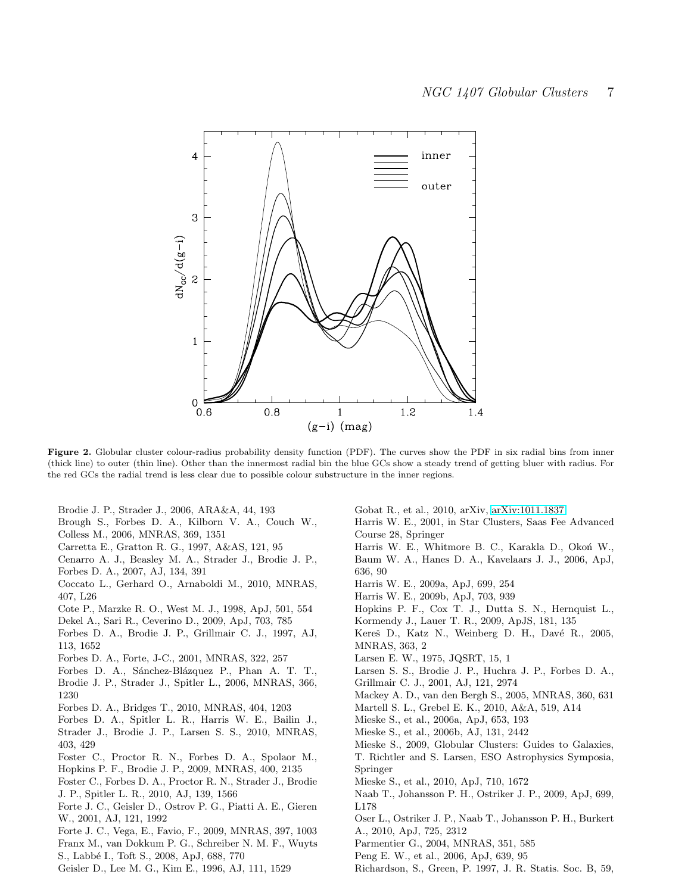**Figure 2.** Globular cluster colour-radius probability density function (PDF). The curves show the PDF in six radial bins from inner (thick line) to outer (thin line). Other than the innermost radial bin the blue GCs show a steady trend of getting bluer with radius. For the red GCs the radial trend is less clear due to possible colour substructure in the inner regions.

Brodie J. P., Strader J., 2006, ARA&A, 44, 193

Brough S., Forbes D. A., Kilborn V. A., Couch W., Colless M., 2006, MNRAS, 369, 1351

Carretta E., Gratton R. G., 1997, A&AS, 121, 95

Cenarro A. J., Beasley M. A., Strader J., Brodie J. P., Forbes D. A., 2007, AJ, 134, 391

Coccato L., Gerhard O., Arnaboldi M., 2010, MNRAS, 407, L26

Cote P., Marzke R. O., West M. J., 1998, ApJ, 501, 554

Dekel A., Sari R., Ceverino D., 2009, ApJ, 703, 785

Forbes D. A., Brodie J. P., Grillmair C. J., 1997, AJ, 113, 1652

Forbes D. A., Forte, J-C., 2001, MNRAS, 322, 257

Forbes D. A., Sánchez-Blázquez P., Phan A. T. T., Brodie J. P., Strader J., Spitler L., 2006, MNRAS, 366, 1230

Forbes D. A., Bridges T., 2010, MNRAS, 404, 1203

Forbes D. A., Spitler L. R., Harris W. E., Bailin J., Strader J., Brodie J. P., Larsen S. S., 2010, MNRAS, 403, 429

Foster C., Proctor R. N., Forbes D. A., Spolaor M., Hopkins P. F., Brodie J. P., 2009, MNRAS, 400, 2135

Foster C., Forbes D. A., Proctor R. N., Strader J., Brodie J. P., Spitler L. R., 2010, AJ, 139, 1566

Forte J. C., Geisler D., Ostrov P. G., Piatti A. E., Gieren W., 2001, AJ, 121, 1992

Forte J. C., Vega, E., Favio, F., 2009, MNRAS, 397, 1003

Franx M., van Dokkum P. G., Schreiber N. M. F., Wuyts S., Labbé I., Toft S., 2008, ApJ, 688, 770

Geisler D., Lee M. G., Kim E., 1996, AJ, 111, 1529

Gobat R., et al., 2010, arXiv, arXiv:1011.1837

Harris W. E., 2001, in Star Clusters, Saas Fee Advanced Course 28, Springer

Harris W. E., Whitmore B. C., Karakla D., Okoń W., Baum W. A., Hanes D. A., Kavelaars J. J., 2006, ApJ, 636, 90

Harris W. E., 2009a, ApJ, 699, 254

Harris W. E., 2009b, ApJ, 703, 939

Hopkins P. F., Cox T. J., Dutta S. N., Hernquist L., Kormendy J., Lauer T. R., 2009, ApJS, 181, 135

Kereš D., Katz N., Weinberg D. H., Davé R., 2005, MNRAS, 363, 2

Larsen E. W., 1975, JQSRT, 15, 1

Larsen S. S., Brodie J. P., Huchra J. P., Forbes D. A., Grillmair C. J., 2001, AJ, 121, 2974

Mackey A. D., van den Bergh S., 2005, MNRAS, 360, 631

Martell S. L., Grebel E. K., 2010, A&A, 519, A14

Mieske S., et al., 2006a, ApJ, 653, 193

Mieske S., et al., 2006b, AJ, 131, 2442

Mieske S., 2009, Globular Clusters: Guides to Galaxies, T. Richtler and S. Larsen, ESO Astrophysics Symposia, Springer

Mieske S., et al., 2010, ApJ, 710, 1672

Naab T., Johansson P. H., Ostriker J. P., 2009, ApJ, 699, L178

Oser L., Ostriker J. P., Naab T., Johansson P. H., Burkert A., 2010, ApJ, 725, 2312

Parmentier G., 2004, MNRAS, 351, 585

Peng E. W., et al., 2006, ApJ, 639, 95

Richardson, S., Green, P. 1997, J. R. Statis. Soc. B, 59,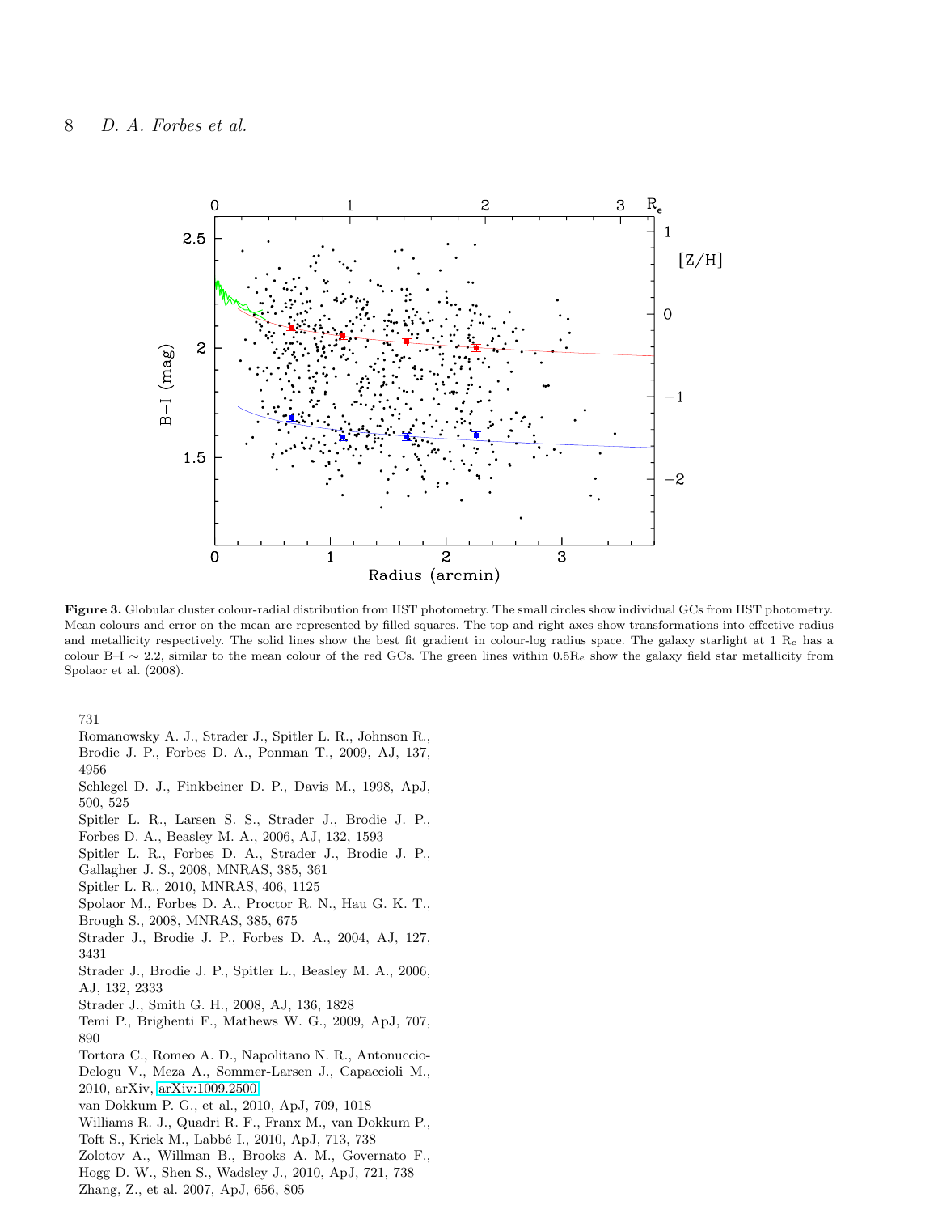**Figure 3.** Globular cluster colour-radial distribution from HST photometry. The small circles show individual GCs from HST photometry. Mean colours and error on the mean are represented by filled squares. The top and right axes show transformations into effective radius and metallicity respectively. The solid lines show the best fit gradient in colour-log radius space. The galaxy starlight at 1 $R_e$ has a colour B–I ∼ 2.2, similar to the mean colour of the red GCs. The green lines within 0.5$R_e$ show the galaxy field star metallicity from Spolaor et al. (2008).

731

Romanowsky A. J., Strader J., Spitler L. R., Johnson R., Brodie J. P., Forbes D. A., Ponman T., 2009, AJ, 137, 4956

Schlegel D. J., Finkbeiner D. P., Davis M., 1998, ApJ, 500, 525

Spitler L. R., Larsen S. S., Strader J., Brodie J. P., Forbes D. A., Beasley M. A., 2006, AJ, 132, 1593

Spitler L. R., Forbes D. A., Strader J., Brodie J. P., Gallagher J. S., 2008, MNRAS, 385, 361

Spitler L. R., 2010, MNRAS, 406, 1125

Spolaor M., Forbes D. A., Proctor R. N., Hau G. K. T., Brough S., 2008, MNRAS, 385, 675

Strader J., Brodie J. P., Forbes D. A., 2004, AJ, 127, 3431

Strader J., Brodie J. P., Spitler L., Beasley M. A., 2006, AJ, 132, 2333

Strader J., Smith G. H., 2008, AJ, 136, 1828

Temi P., Brighenti F., Mathews W. G., 2009, ApJ, 707, 890

Tortora C., Romeo A. D., Napolitano N. R., Antonuccio-Delogu V., Meza A., Sommer-Larsen J., Capaccioli M., 2010, arXiv, arXiv:1009.2500

van Dokkum P. G., et al., 2010, ApJ, 709, 1018

Williams R. J., Quadri R. F., Franx M., van Dokkum P., Toft S., Kriek M., Labbé I., 2010, ApJ, 713, 738

Zolotov A., Willman B., Brooks A. M., Governato F., Hogg D. W., Shen S., Wadsley J., 2010, ApJ, 721, 738

Zhang, Z., et al. 2007, ApJ, 656, 805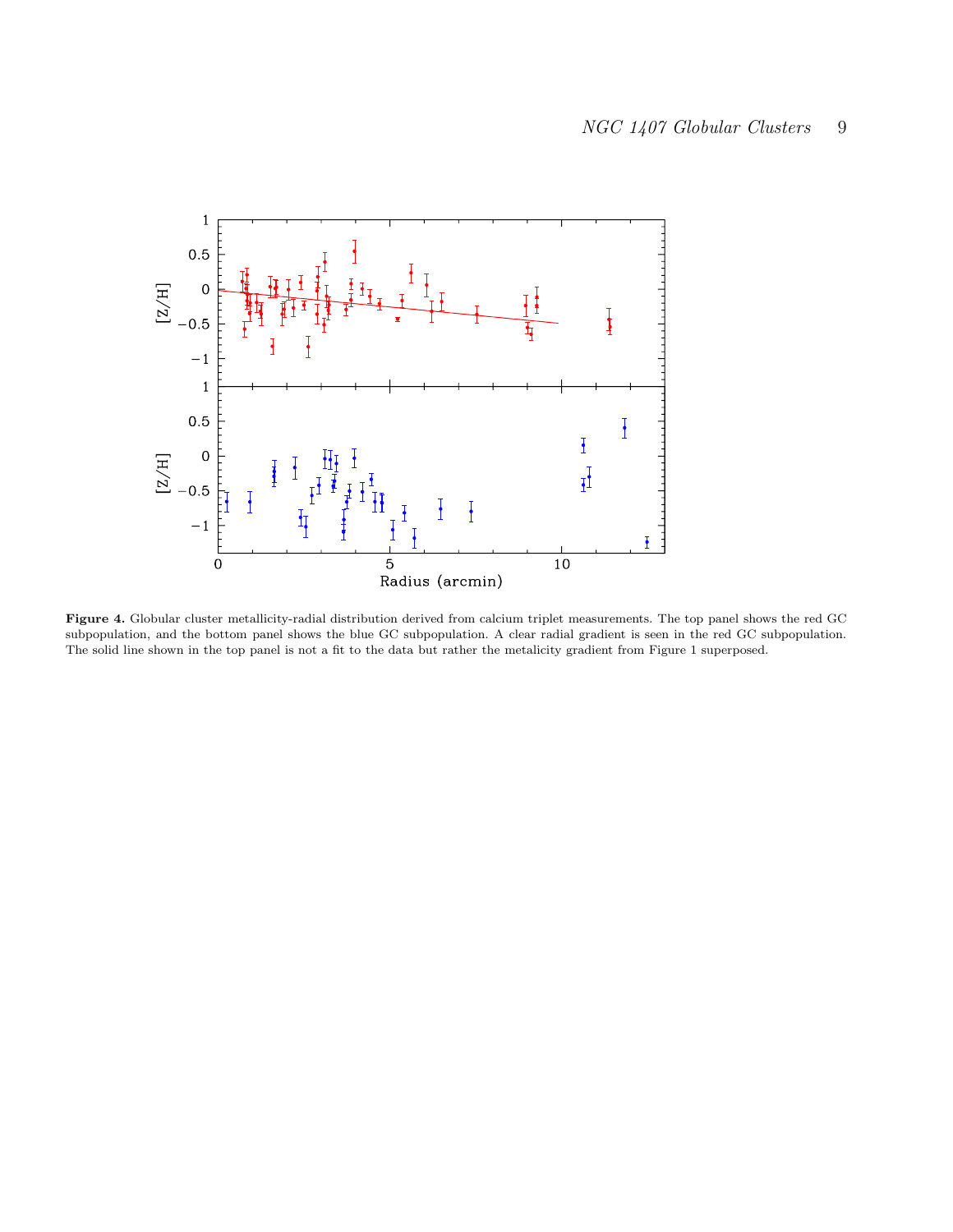1

0.5

0

−0.5

−1

[Z/H]

1

0.5

0

−0.5

−1

[Z/H]

0

5

10

Radius (arcmin)

**Figure 4.** Globular cluster metallicity-radial distribution derived from calcium triplet measurements. The top panel shows the red GC subpopulation, and the bottom panel shows the blue GC subpopulation. A clear radial gradient is seen in the red GC subpopulation. The solid line shown in the top panel is not a fit to the data but rather the metalicity gradient from Figure 1 superposed.